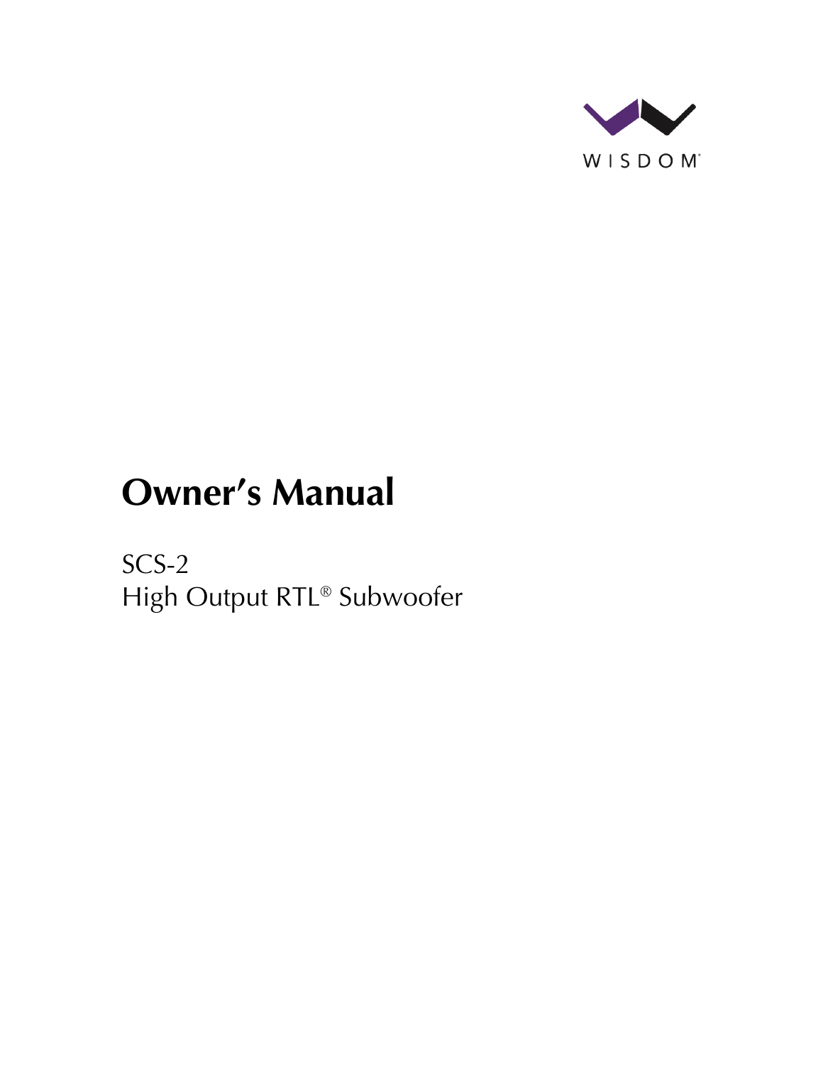WISDOM®

# Owner's Manual

SCS-2
High Output RTL® Subwoofer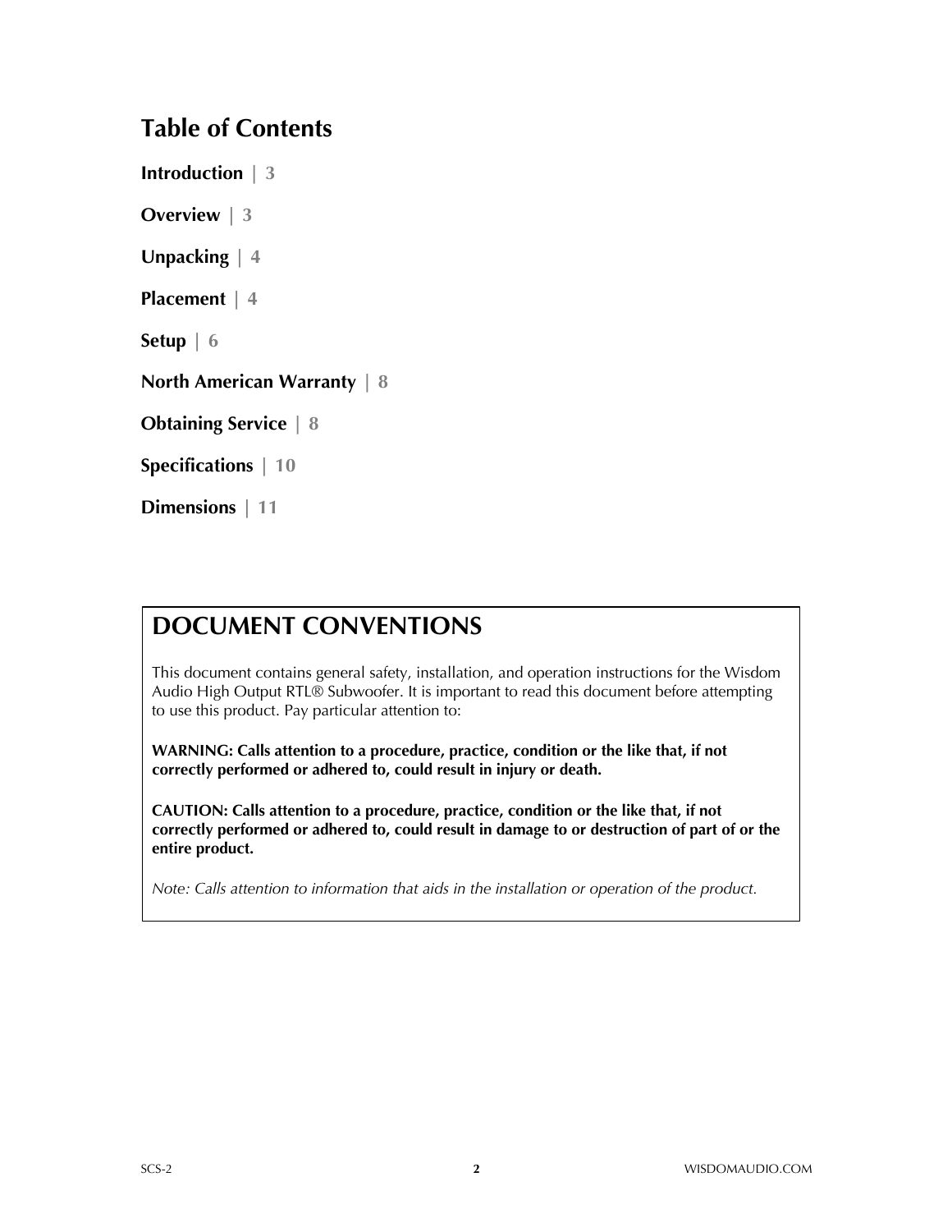# Table of Contents

**Introduction** | 3

**Overview** | 3

**Unpacking** | 4

**Placement** | 4

**Setup** | 6

**North American Warranty** | 8

**Obtaining Service** | 8

**Specifications** | 10

**Dimensions** | 11

## DOCUMENT CONVENTIONS

This document contains general safety, installation, and operation instructions for the Wisdom Audio High Output RTL® Subwoofer. It is important to read this document before attempting to use this product. Pay particular attention to:

**WARNING: Calls attention to a procedure, practice, condition or the like that, if not correctly performed or adhered to, could result in injury or death.**

**CAUTION: Calls attention to a procedure, practice, condition or the like that, if not correctly performed or adhered to, could result in damage to or destruction of part of or the entire product.**

*Note: Calls attention to information that aids in the installation or operation of the product.*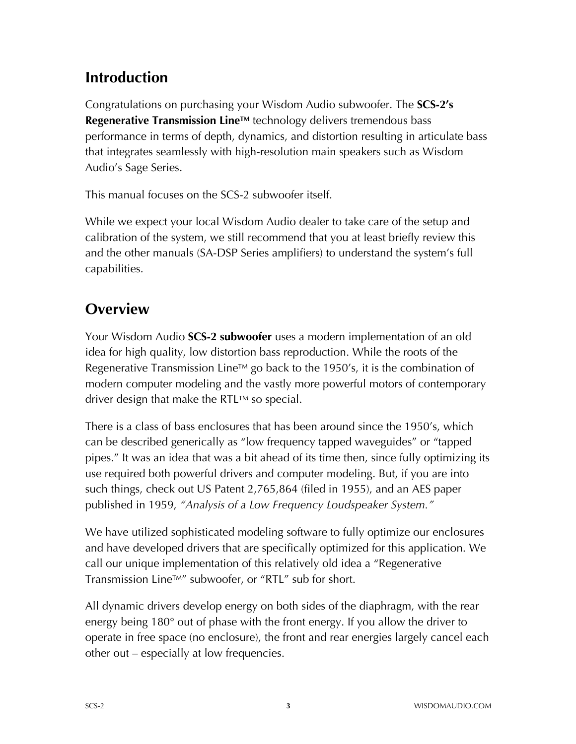## Introduction

Congratulations on purchasing your Wisdom Audio subwoofer. The **SCS-2's Regenerative Transmission Line™** technology delivers tremendous bass performance in terms of depth, dynamics, and distortion resulting in articulate bass that integrates seamlessly with high-resolution main speakers such as Wisdom Audio's Sage Series.

This manual focuses on the SCS-2 subwoofer itself.

While we expect your local Wisdom Audio dealer to take care of the setup and calibration of the system, we still recommend that you at least briefly review this and the other manuals (SA-DSP Series amplifiers) to understand the system's full capabilities.

## Overview

Your Wisdom Audio **SCS-2 subwoofer** uses a modern implementation of an old idea for high quality, low distortion bass reproduction. While the roots of the Regenerative Transmission Line™ go back to the 1950's, it is the combination of modern computer modeling and the vastly more powerful motors of contemporary driver design that make the RTL™ so special.

There is a class of bass enclosures that has been around since the 1950's, which can be described generically as "low frequency tapped waveguides" or "tapped pipes." It was an idea that was a bit ahead of its time then, since fully optimizing its use required both powerful drivers and computer modeling. But, if you are into such things, check out US Patent 2,765,864 (filed in 1955), and an AES paper published in 1959, *"Analysis of a Low Frequency Loudspeaker System."*

We have utilized sophisticated modeling software to fully optimize our enclosures and have developed drivers that are specifically optimized for this application. We call our unique implementation of this relatively old idea a "Regenerative Transmission Line™" subwoofer, or "RTL" sub for short.

All dynamic drivers develop energy on both sides of the diaphragm, with the rear energy being 180° out of phase with the front energy. If you allow the driver to operate in free space (no enclosure), the front and rear energies largely cancel each other out – especially at low frequencies.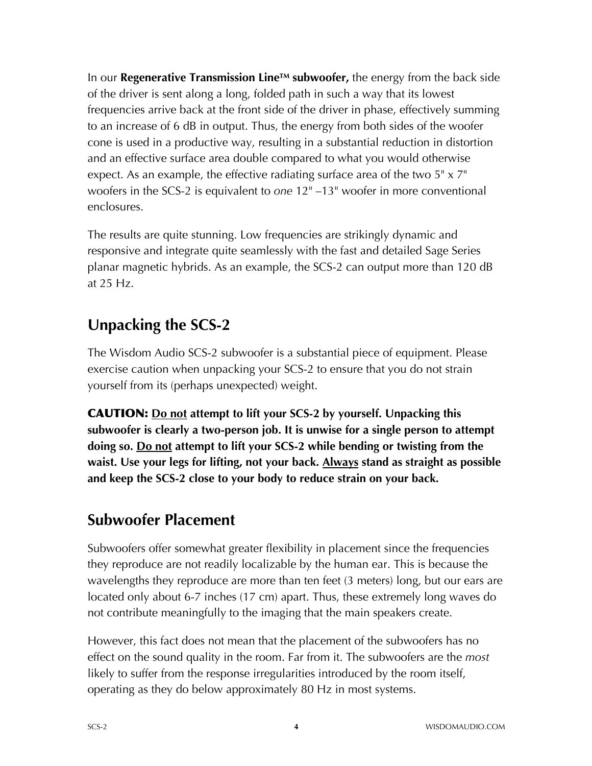In our **Regenerative Transmission Line™ subwoofer,** the energy from the back side of the driver is sent along a long, folded path in such a way that its lowest frequencies arrive back at the front side of the driver in phase, effectively summing to an increase of 6 dB in output. Thus, the energy from both sides of the woofer cone is used in a productive way, resulting in a substantial reduction in distortion and an effective surface area double compared to what you would otherwise expect. As an example, the effective radiating surface area of the two 5" x 7" woofers in the SCS-2 is equivalent to *one* 12" –13" woofer in more conventional enclosures.

The results are quite stunning. Low frequencies are strikingly dynamic and responsive and integrate quite seamlessly with the fast and detailed Sage Series planar magnetic hybrids. As an example, the SCS-2 can output more than 120 dB at 25 Hz.

## Unpacking the SCS-2

The Wisdom Audio SCS-2 subwoofer is a substantial piece of equipment. Please exercise caution when unpacking your SCS-2 to ensure that you do not strain yourself from its (perhaps unexpected) weight.

**CAUTION: <u>Do not</u> attempt to lift your SCS-2 by yourself. Unpacking this subwoofer is clearly a two-person job. It is unwise for a single person to attempt doing so. <u>Do not</u> attempt to lift your SCS-2 while bending or twisting from the waist. Use your legs for lifting, not your back. <u>Always</u> stand as straight as possible and keep the SCS-2 close to your body to reduce strain on your back.**

## Subwoofer Placement

Subwoofers offer somewhat greater flexibility in placement since the frequencies they reproduce are not readily localizable by the human ear. This is because the wavelengths they reproduce are more than ten feet (3 meters) long, but our ears are located only about 6-7 inches (17 cm) apart. Thus, these extremely long waves do not contribute meaningfully to the imaging that the main speakers create.

However, this fact does not mean that the placement of the subwoofers has no effect on the sound quality in the room. Far from it. The subwoofers are the *most* likely to suffer from the response irregularities introduced by the room itself, operating as they do below approximately 80 Hz in most systems.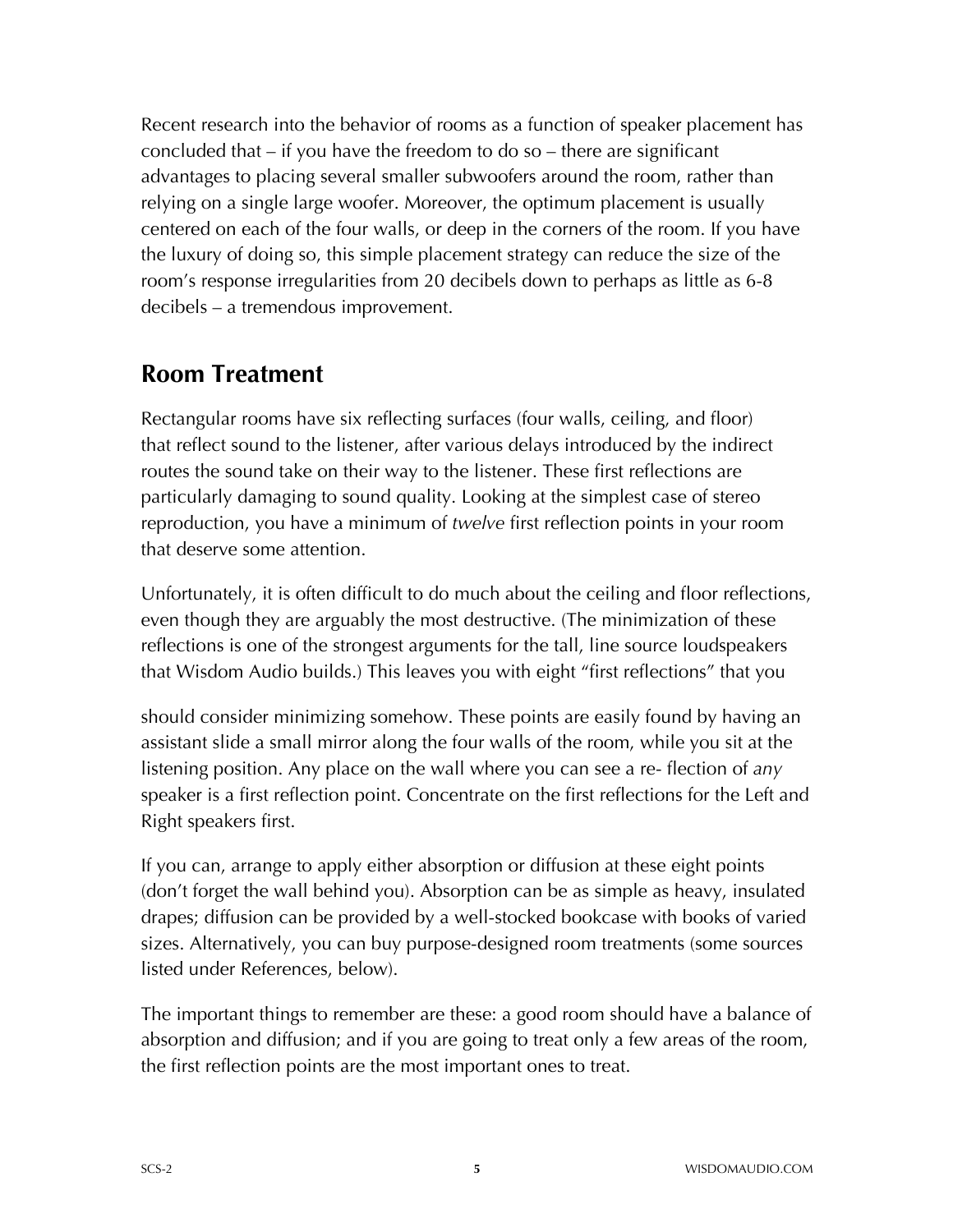Recent research into the behavior of rooms as a function of speaker placement has concluded that – if you have the freedom to do so – there are significant advantages to placing several smaller subwoofers around the room, rather than relying on a single large woofer. Moreover, the optimum placement is usually centered on each of the four walls, or deep in the corners of the room. If you have the luxury of doing so, this simple placement strategy can reduce the size of the room's response irregularities from 20 decibels down to perhaps as little as 6-8 decibels – a tremendous improvement.

## Room Treatment

Rectangular rooms have six reflecting surfaces (four walls, ceiling, and floor) that reflect sound to the listener, after various delays introduced by the indirect routes the sound take on their way to the listener. These first reflections are particularly damaging to sound quality. Looking at the simplest case of stereo reproduction, you have a minimum of *twelve* first reflection points in your room that deserve some attention.

Unfortunately, it is often difficult to do much about the ceiling and floor reflections, even though they are arguably the most destructive. (The minimization of these reflections is one of the strongest arguments for the tall, line source loudspeakers that Wisdom Audio builds.) This leaves you with eight "first reflections" that you should consider minimizing somehow. These points are easily found by having an assistant slide a small mirror along the four walls of the room, while you sit at the listening position. Any place on the wall where you can see a re- flection of *any* speaker is a first reflection point. Concentrate on the first reflections for the Left and Right speakers first.

If you can, arrange to apply either absorption or diffusion at these eight points (don't forget the wall behind you). Absorption can be as simple as heavy, insulated drapes; diffusion can be provided by a well-stocked bookcase with books of varied sizes. Alternatively, you can buy purpose-designed room treatments (some sources listed under References, below).

The important things to remember are these: a good room should have a balance of absorption and diffusion; and if you are going to treat only a few areas of the room, the first reflection points are the most important ones to treat.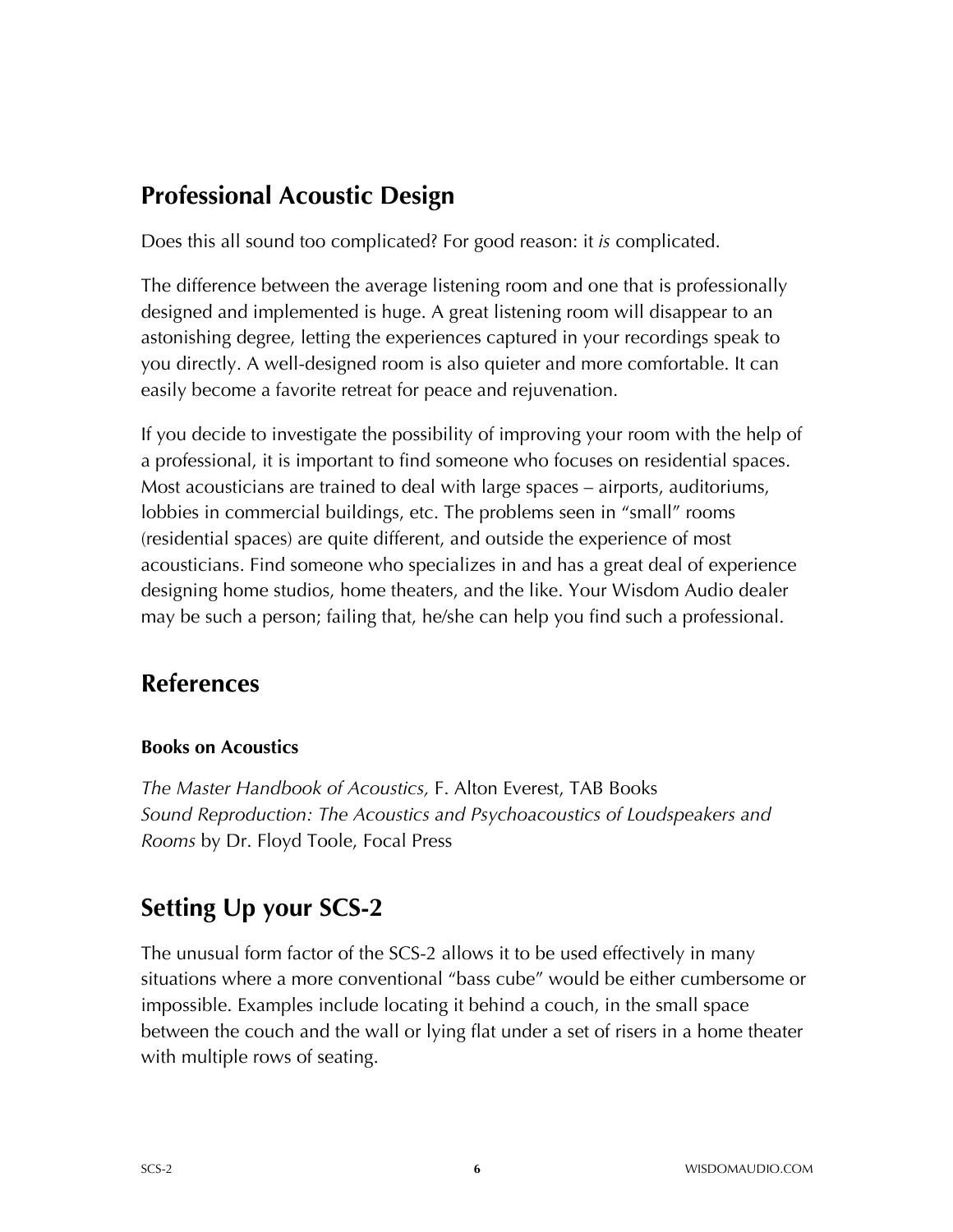## Professional Acoustic Design

Does this all sound too complicated? For good reason: it *is* complicated.

The difference between the average listening room and one that is professionally designed and implemented is huge. A great listening room will disappear to an astonishing degree, letting the experiences captured in your recordings speak to you directly. A well-designed room is also quieter and more comfortable. It can easily become a favorite retreat for peace and rejuvenation.

If you decide to investigate the possibility of improving your room with the help of a professional, it is important to find someone who focuses on residential spaces. Most acousticians are trained to deal with large spaces – airports, auditoriums, lobbies in commercial buildings, etc. The problems seen in "small" rooms (residential spaces) are quite different, and outside the experience of most acousticians. Find someone who specializes in and has a great deal of experience designing home studios, home theaters, and the like. Your Wisdom Audio dealer may be such a person; failing that, he/she can help you find such a professional.

## References

### Books on Acoustics

*The Master Handbook of Acoustics,* F. Alton Everest, TAB Books
*Sound Reproduction: The Acoustics and Psychoacoustics of Loudspeakers and Rooms* by Dr. Floyd Toole, Focal Press

## Setting Up your SCS-2

The unusual form factor of the SCS-2 allows it to be used effectively in many situations where a more conventional "bass cube" would be either cumbersome or impossible. Examples include locating it behind a couch, in the small space between the couch and the wall or lying flat under a set of risers in a home theater with multiple rows of seating.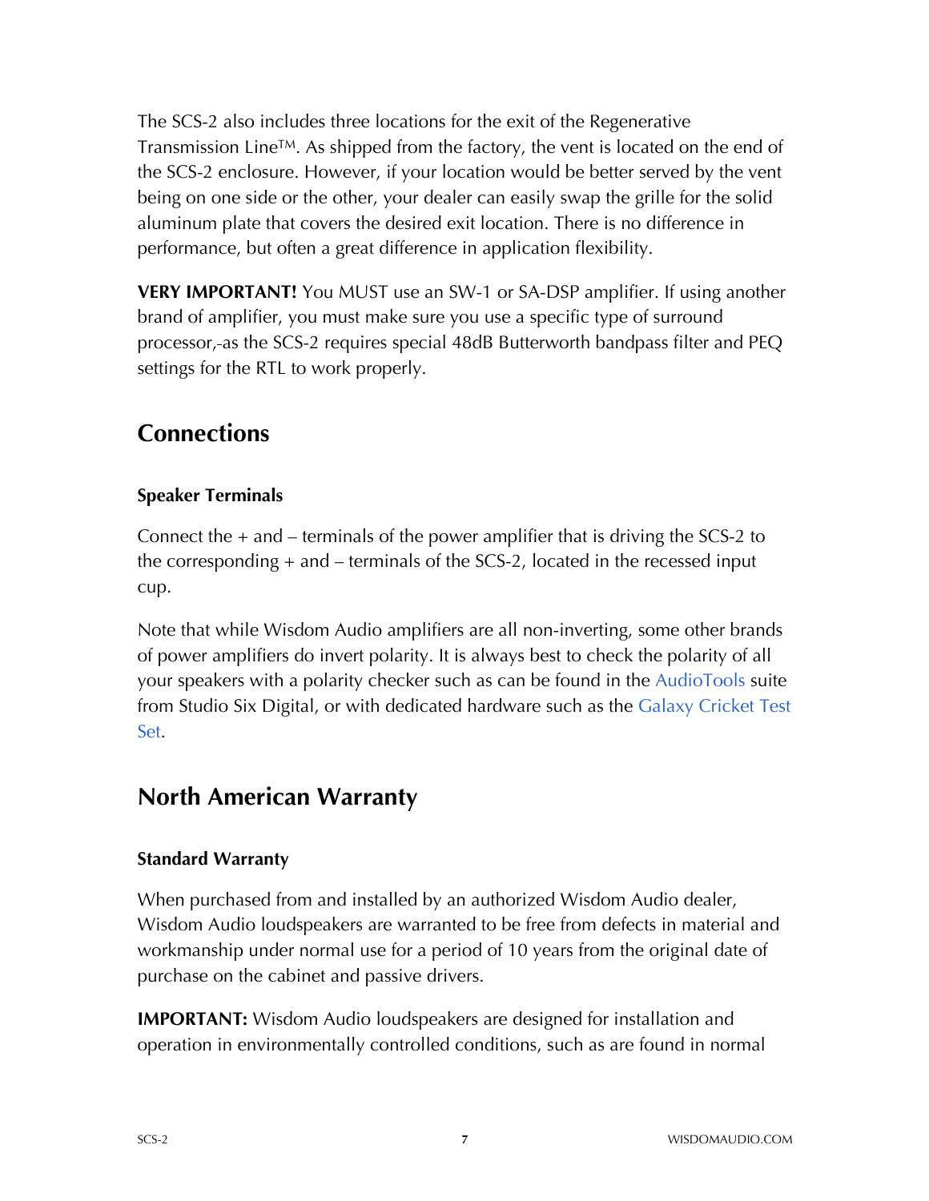The SCS-2 also includes three locations for the exit of the Regenerative Transmission Line™. As shipped from the factory, the vent is located on the end of the SCS-2 enclosure. However, if your location would be better served by the vent being on one side or the other, your dealer can easily swap the grille for the solid aluminum plate that covers the desired exit location. There is no difference in performance, but often a great difference in application flexibility.

**VERY IMPORTANT!** You MUST use an SW-1 or SA-DSP amplifier. If using another brand of amplifier, you must make sure you use a specific type of surround processor,-as the SCS-2 requires special 48dB Butterworth bandpass filter and PEQ settings for the RTL to work properly.

## Connections

### Speaker Terminals

Connect the + and – terminals of the power amplifier that is driving the SCS-2 to the corresponding + and – terminals of the SCS-2, located in the recessed input cup.

Note that while Wisdom Audio amplifiers are all non-inverting, some other brands of power amplifiers do invert polarity. It is always best to check the polarity of all your speakers with a polarity checker such as can be found in the AudioTools suite from Studio Six Digital, or with dedicated hardware such as the Galaxy Cricket Test Set.

## North American Warranty

### Standard Warranty

When purchased from and installed by an authorized Wisdom Audio dealer, Wisdom Audio loudspeakers are warranted to be free from defects in material and workmanship under normal use for a period of 10 years from the original date of purchase on the cabinet and passive drivers.

**IMPORTANT:** Wisdom Audio loudspeakers are designed for installation and operation in environmentally controlled conditions, such as are found in normal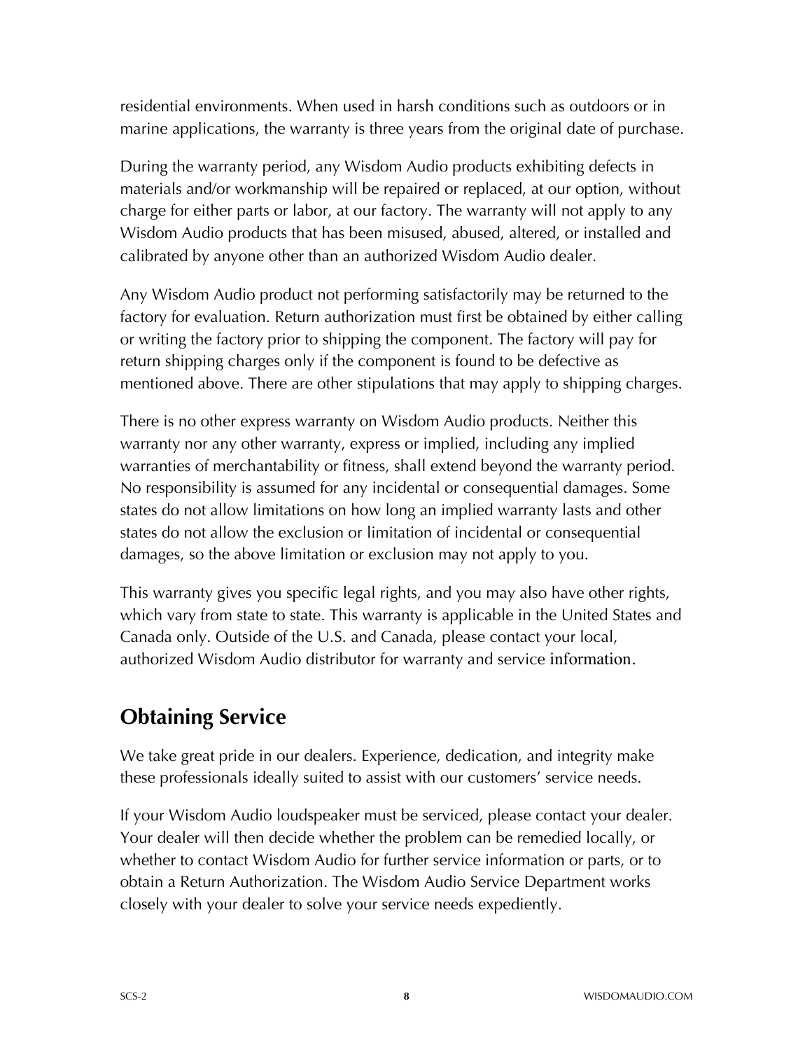residential environments. When used in harsh conditions such as outdoors or in marine applications, the warranty is three years from the original date of purchase.

During the warranty period, any Wisdom Audio products exhibiting defects in materials and/or workmanship will be repaired or replaced, at our option, without charge for either parts or labor, at our factory. The warranty will not apply to any Wisdom Audio products that has been misused, abused, altered, or installed and calibrated by anyone other than an authorized Wisdom Audio dealer.

Any Wisdom Audio product not performing satisfactorily may be returned to the factory for evaluation. Return authorization must first be obtained by either calling or writing the factory prior to shipping the component. The factory will pay for return shipping charges only if the component is found to be defective as mentioned above. There are other stipulations that may apply to shipping charges.

There is no other express warranty on Wisdom Audio products. Neither this warranty nor any other warranty, express or implied, including any implied warranties of merchantability or fitness, shall extend beyond the warranty period. No responsibility is assumed for any incidental or consequential damages. Some states do not allow limitations on how long an implied warranty lasts and other states do not allow the exclusion or limitation of incidental or consequential damages, so the above limitation or exclusion may not apply to you.

This warranty gives you specific legal rights, and you may also have other rights, which vary from state to state. This warranty is applicable in the United States and Canada only. Outside of the U.S. and Canada, please contact your local, authorized Wisdom Audio distributor for warranty and service information.

## Obtaining Service

We take great pride in our dealers. Experience, dedication, and integrity make these professionals ideally suited to assist with our customers' service needs.

If your Wisdom Audio loudspeaker must be serviced, please contact your dealer. Your dealer will then decide whether the problem can be remedied locally, or whether to contact Wisdom Audio for further service information or parts, or to obtain a Return Authorization. The Wisdom Audio Service Department works closely with your dealer to solve your service needs expediently.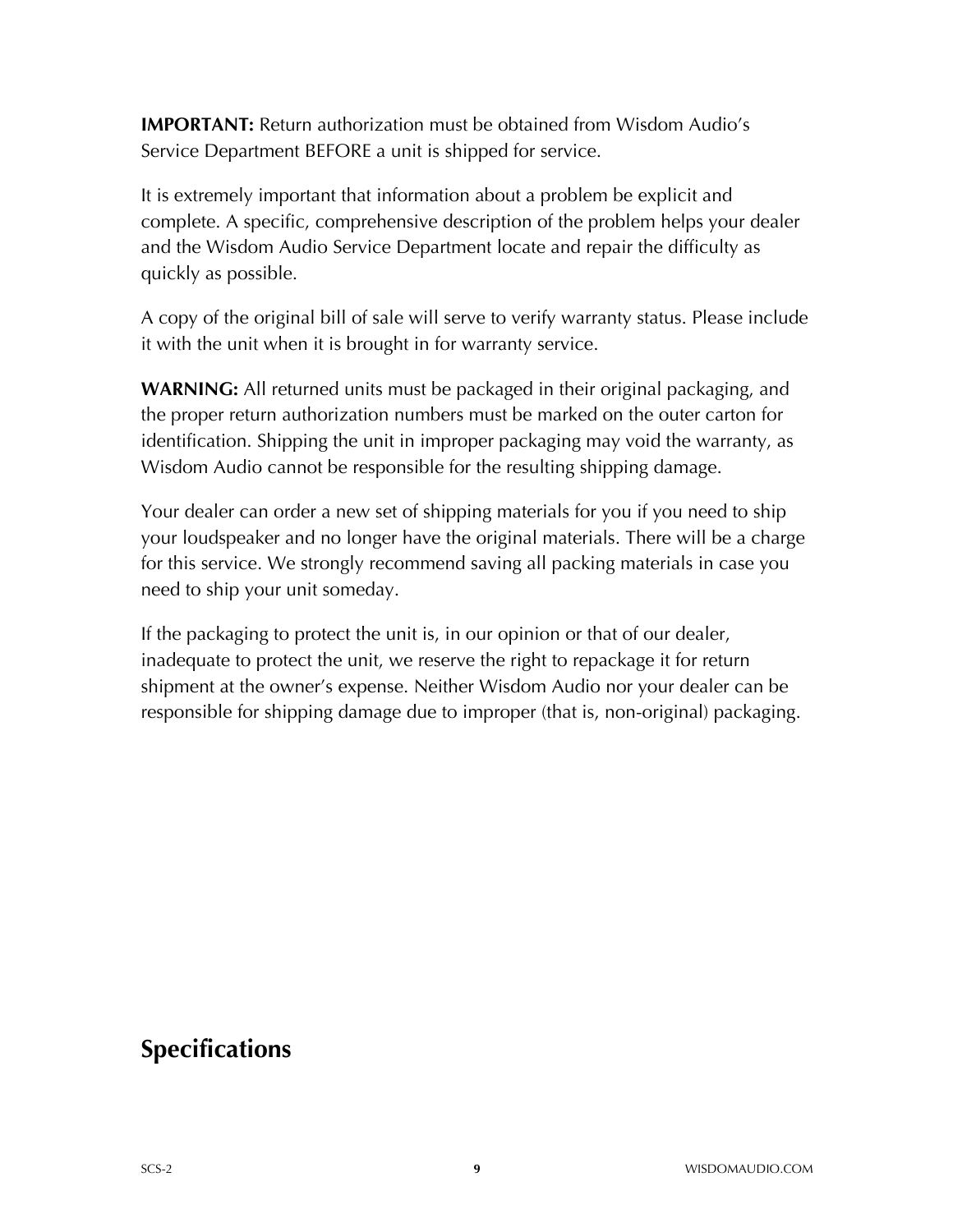**IMPORTANT:** Return authorization must be obtained from Wisdom Audio's Service Department BEFORE a unit is shipped for service.

It is extremely important that information about a problem be explicit and complete. A specific, comprehensive description of the problem helps your dealer and the Wisdom Audio Service Department locate and repair the difficulty as quickly as possible.

A copy of the original bill of sale will serve to verify warranty status. Please include it with the unit when it is brought in for warranty service.

**WARNING:** All returned units must be packaged in their original packaging, and the proper return authorization numbers must be marked on the outer carton for identification. Shipping the unit in improper packaging may void the warranty, as Wisdom Audio cannot be responsible for the resulting shipping damage.

Your dealer can order a new set of shipping materials for you if you need to ship your loudspeaker and no longer have the original materials. There will be a charge for this service. We strongly recommend saving all packing materials in case you need to ship your unit someday.

If the packaging to protect the unit is, in our opinion or that of our dealer, inadequate to protect the unit, we reserve the right to repackage it for return shipment at the owner's expense. Neither Wisdom Audio nor your dealer can be responsible for shipping damage due to improper (that is, non-original) packaging.

## Specifications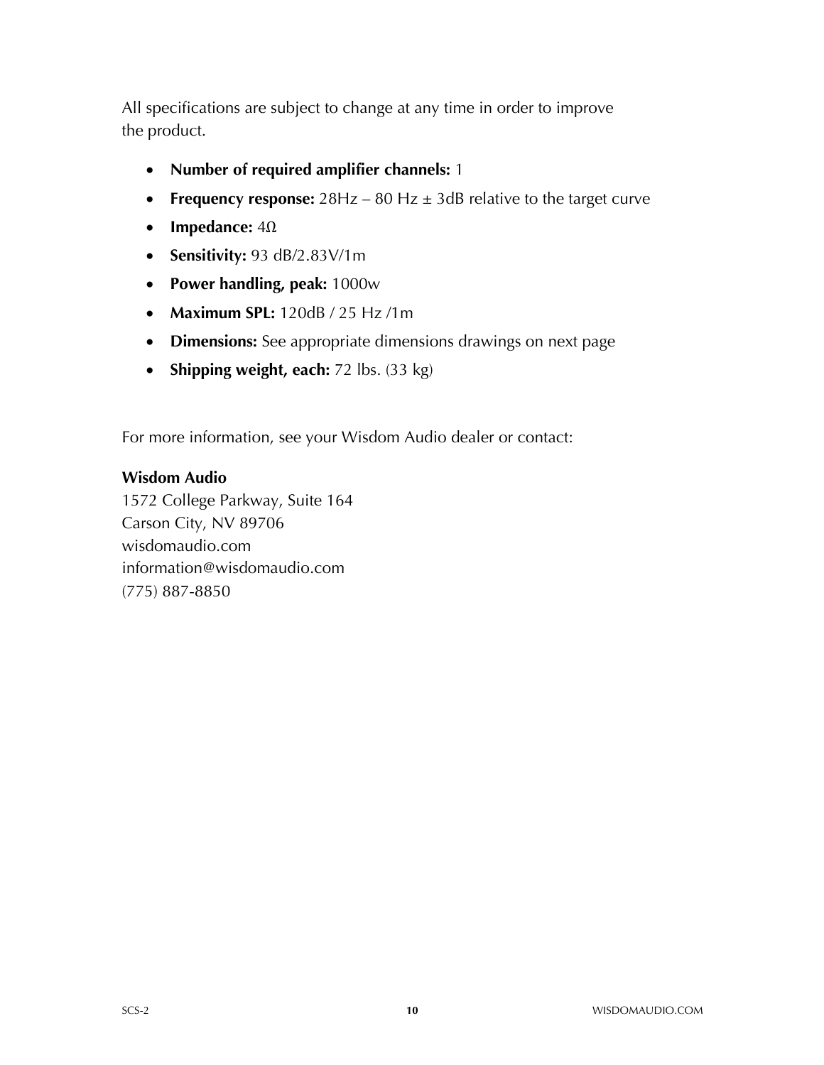All specifications are subject to change at any time in order to improve the product.

- **Number of required amplifier channels:** 1
- **Frequency response:** 28Hz – 80 Hz ± 3dB relative to the target curve
- **Impedance:** 4Ω
- **Sensitivity:** 93 dB/2.83V/1m
- **Power handling, peak:** 1000w
- **Maximum SPL:** 120dB / 25 Hz /1m
- **Dimensions:** See appropriate dimensions drawings on next page
- **Shipping weight, each:** 72 lbs. (33 kg)

For more information, see your Wisdom Audio dealer or contact:

**Wisdom Audio**
1572 College Parkway, Suite 164
Carson City, NV 89706
wisdomaudio.com
information@wisdomaudio.com
(775) 887-8850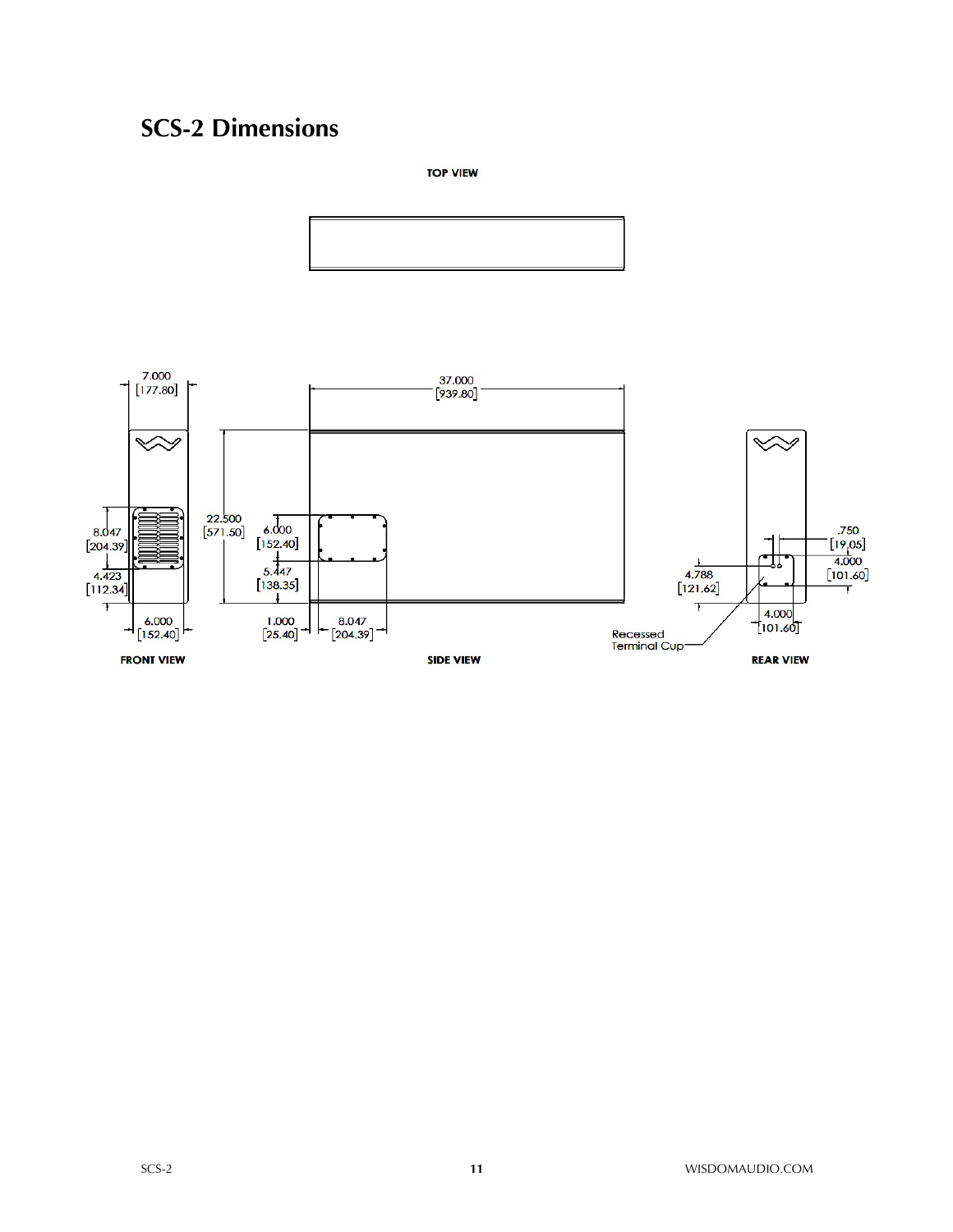# SCS-2 Dimensions

TOP VIEW

7.000 [177.80]

37.000 [939.80]

8.047 [204.39]

22.500 [571.50]

6.000 [152.40]

5.447 [138.35]

4.423 [112.34]

6.000 [152.40]

1.000 [25.40]

8.047 [204.39]

.750 [19.05]

4.000 [101.60]

4.788 [121.62]

4.000 [101.60]

Recessed Terminal Cup

FRONT VIEW

SIDE VIEW

REAR VIEW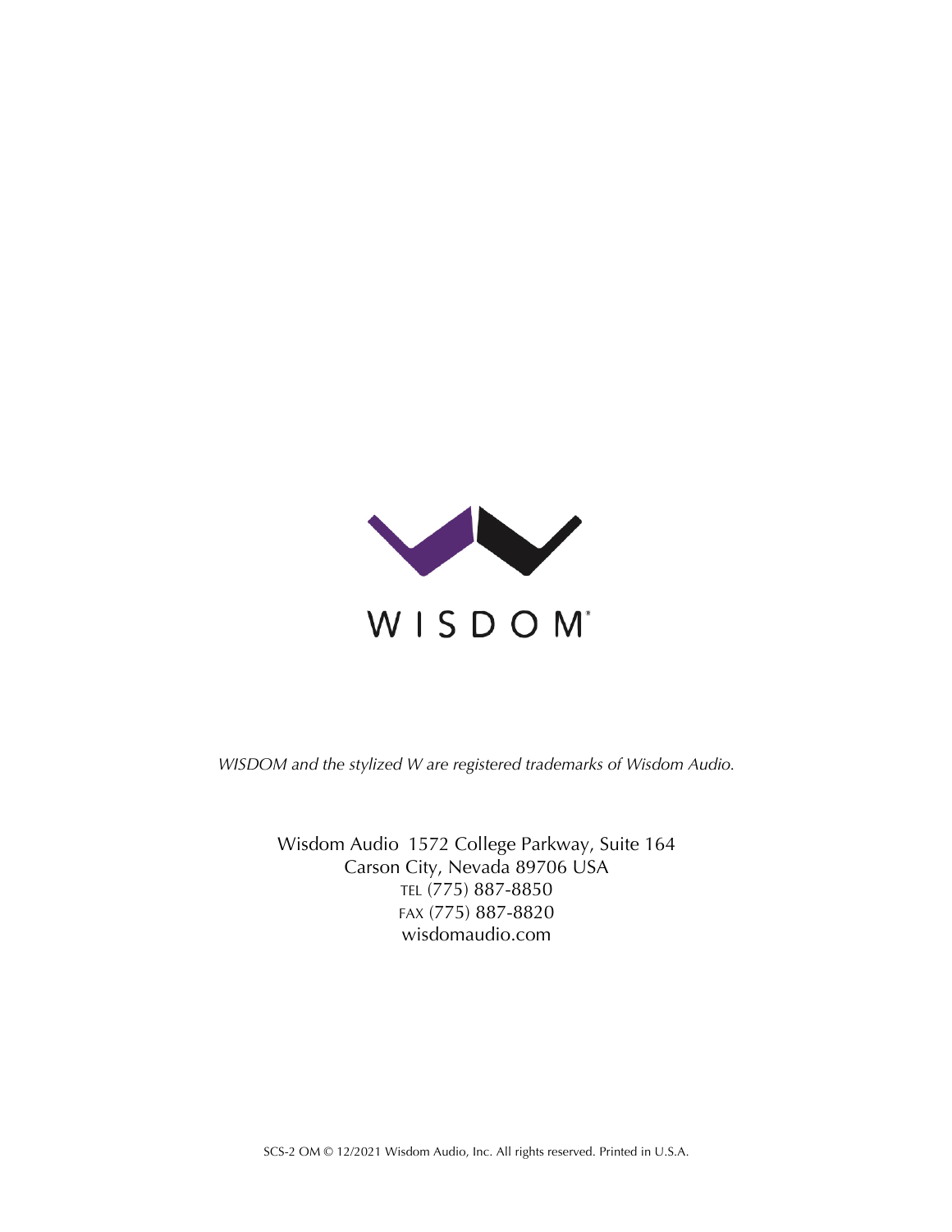WISDOM®

*WISDOM and the stylized W are registered trademarks of Wisdom Audio.*

Wisdom Audio 1572 College Parkway, Suite 164
Carson City, Nevada 89706 USA
TEL (775) 887-8850
FAX (775) 887-8820
wisdomaudio.com

SCS-2 OM © 12/2021 Wisdom Audio, Inc. All rights reserved. Printed in U.S.A.